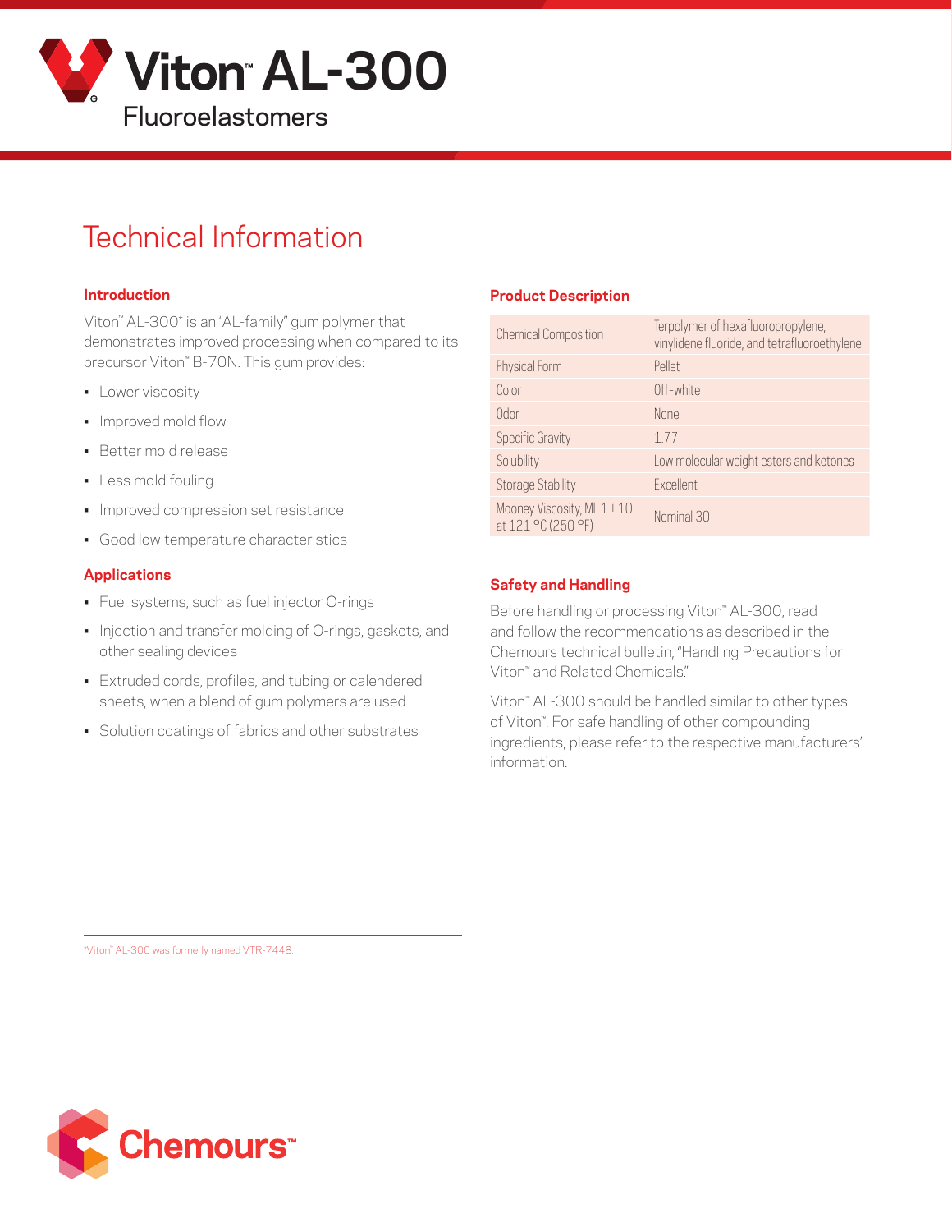# Viton™ AL-300

Fluoroelastomers

## Technical Information

### Introduction

Viton™ AL-300* is an "AL-family" gum polymer that demonstrates improved processing when compared to its precursor Viton™ B-70N. This gum provides:

- Lower viscosity
- Improved mold flow
- Better mold release
- Less mold fouling
- Improved compression set resistance
- Good low temperature characteristics

### Applications

- Fuel systems, such as fuel injector O-rings
- Injection and transfer molding of O-rings, gaskets, and other sealing devices
- Extruded cords, profiles, and tubing or calendered sheets, when a blend of gum polymers are used
- Solution coatings of fabrics and other substrates

### Product Description

| | |
|---|---|
| Chemical Composition | Terpolymer of hexafluoropropylene, vinylidene fluoride, and tetrafluoroethylene |
| Physical Form | Pellet |
| Color | Off-white |
| Odor | None |
| Specific Gravity | 1.77 |
| Solubility | Low molecular weight esters and ketones |
| Storage Stability | Excellent |
| Mooney Viscosity, ML 1+10 at 121 °C (250 °F) | Nominal 30 |

### Safety and Handling

Before handling or processing Viton™ AL-300, read and follow the recommendations as described in the Chemours technical bulletin, "Handling Precautions for Viton™ and Related Chemicals."

Viton™ AL-300 should be handled similar to other types of Viton™. For safe handling of other compounding ingredients, please refer to the respective manufacturers' information.

*Viton™ AL-300 was formerly named VTR-7448.

Chemours™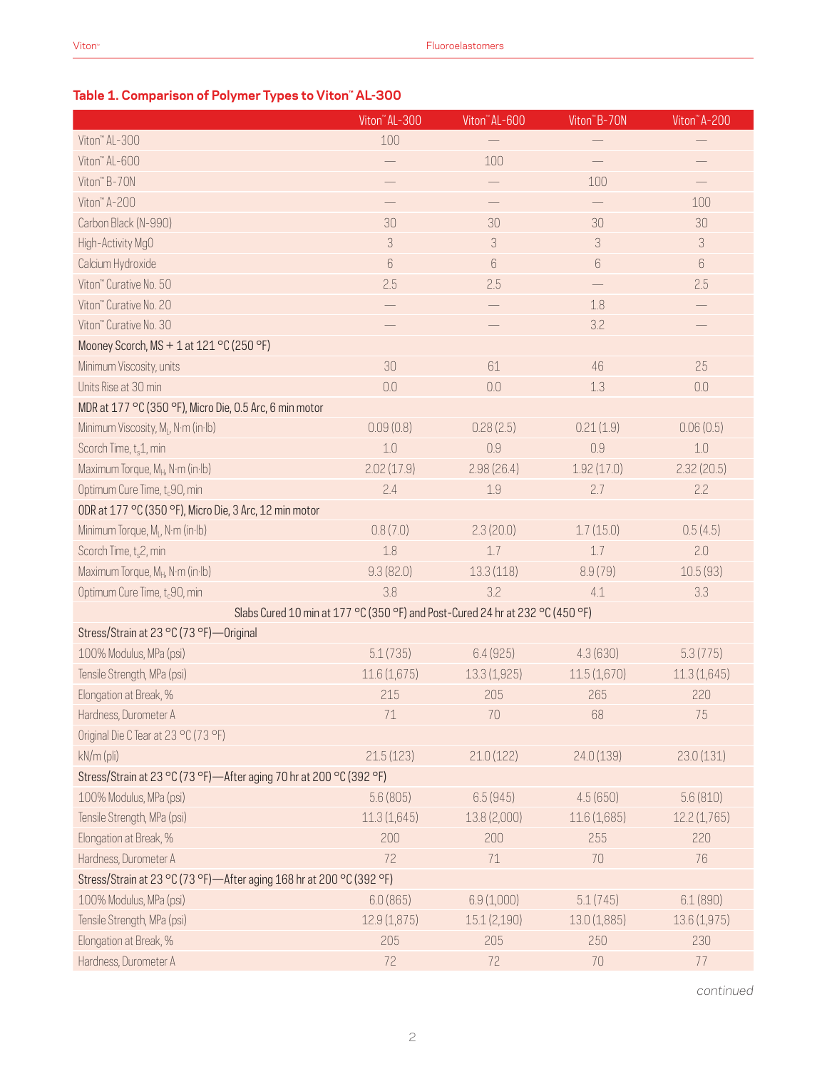### Table 1. Comparison of Polymer Types to Viton™ AL-300

| | Viton™ AL-300 | Viton™ AL-600 | Viton™ B-70N | Viton™ A-200 |
|---|---|---|---|---|
| Viton™ AL-300 | 100 | — | — | — |
| Viton™ AL-600 | — | 100 | — | — |
| Viton™ B-70N | — | — | 100 | — |
| Viton™ A-200 | — | — | — | 100 |
| Carbon Black (N-990) | 30 | 30 | 30 | 30 |
| High-Activity MgO | 3 | 3 | 3 | 3 |
| Calcium Hydroxide | 6 | 6 | 6 | 6 |
| Viton™ Curative No. 50 | 2.5 | 2.5 | — | 2.5 |
| Viton™ Curative No. 20 | — | — | 1.8 | — |
| Viton™ Curative No. 30 | — | — | 3.2 | — |
| Mooney Scorch, MS + 1 at 121 °C (250 °F) | | | | |
| Minimum Viscosity, units | 30 | 61 | 46 | 25 |
| Units Rise at 30 min | 0.0 | 0.0 | 1.3 | 0.0 |
| MDR at 177 °C (350 °F), Micro Die, 0.5 Arc, 6 min motor | | | | |
| Minimum Viscosity, $M_L$, N·m (in·lb) | 0.09 (0.8) | 0.28 (2.5) | 0.21 (1.9) | 0.06 (0.5) |
| Scorch Time, $t_s1$, min | 1.0 | 0.9 | 0.9 | 1.0 |
| Maximum Torque, $M_H$, N·m (in·lb) | 2.02 (17.9) | 2.98 (26.4) | 1.92 (17.0) | 2.32 (20.5) |
| Optimum Cure Time, $t_c90$, min | 2.4 | 1.9 | 2.7 | 2.2 |
| ODR at 177 °C (350 °F), Micro Die, 3 Arc, 12 min motor | | | | |
| Minimum Torque, $M_L$, N·m (in·lb) | 0.8 (7.0) | 2.3 (20.0) | 1.7 (15.0) | 0.5 (4.5) |
| Scorch Time, $t_s2$, min | 1.8 | 1.7 | 1.7 | 2.0 |
| Maximum Torque, $M_H$, N·m (in·lb) | 9.3 (82.0) | 13.3 (118) | 8.9 (79) | 10.5 (93) |
| Optimum Cure Time, $t_c90$, min | 3.8 | 3.2 | 4.1 | 3.3 |
| Slabs Cured 10 min at 177 °C (350 °F) and Post-Cured 24 hr at 232 °C (450 °F) | | | | |
| Stress/Strain at 23 °C (73 °F)—Original | | | | |
| 100% Modulus, MPa (psi) | 5.1 (735) | 6.4 (925) | 4.3 (630) | 5.3 (775) |
| Tensile Strength, MPa (psi) | 11.6 (1,675) | 13.3 (1,925) | 11.5 (1,670) | 11.3 (1,645) |
| Elongation at Break, % | 215 | 205 | 265 | 220 |
| Hardness, Durometer A | 71 | 70 | 68 | 75 |
| Original Die C Tear at 23 °C (73 °F) | | | | |
| kN/m (pli) | 21.5 (123) | 21.0 (122) | 24.0 (139) | 23.0 (131) |
| Stress/Strain at 23 °C (73 °F)—After aging 70 hr at 200 °C (392 °F) | | | | |
| 100% Modulus, MPa (psi) | 5.6 (805) | 6.5 (945) | 4.5 (650) | 5.6 (810) |
| Tensile Strength, MPa (psi) | 11.3 (1,645) | 13.8 (2,000) | 11.6 (1,685) | 12.2 (1,765) |
| Elongation at Break, % | 200 | 200 | 255 | 220 |
| Hardness, Durometer A | 72 | 71 | 70 | 76 |
| Stress/Strain at 23 °C (73 °F)—After aging 168 hr at 200 °C (392 °F) | | | | |
| 100% Modulus, MPa (psi) | 6.0 (865) | 6.9 (1,000) | 5.1 (745) | 6.1 (890) |
| Tensile Strength, MPa (psi) | 12.9 (1,875) | 15.1 (2,190) | 13.0 (1,885) | 13.6 (1,975) |
| Elongation at Break, % | 205 | 205 | 250 | 230 |
| Hardness, Durometer A | 72 | 72 | 70 | 77 |

*continued*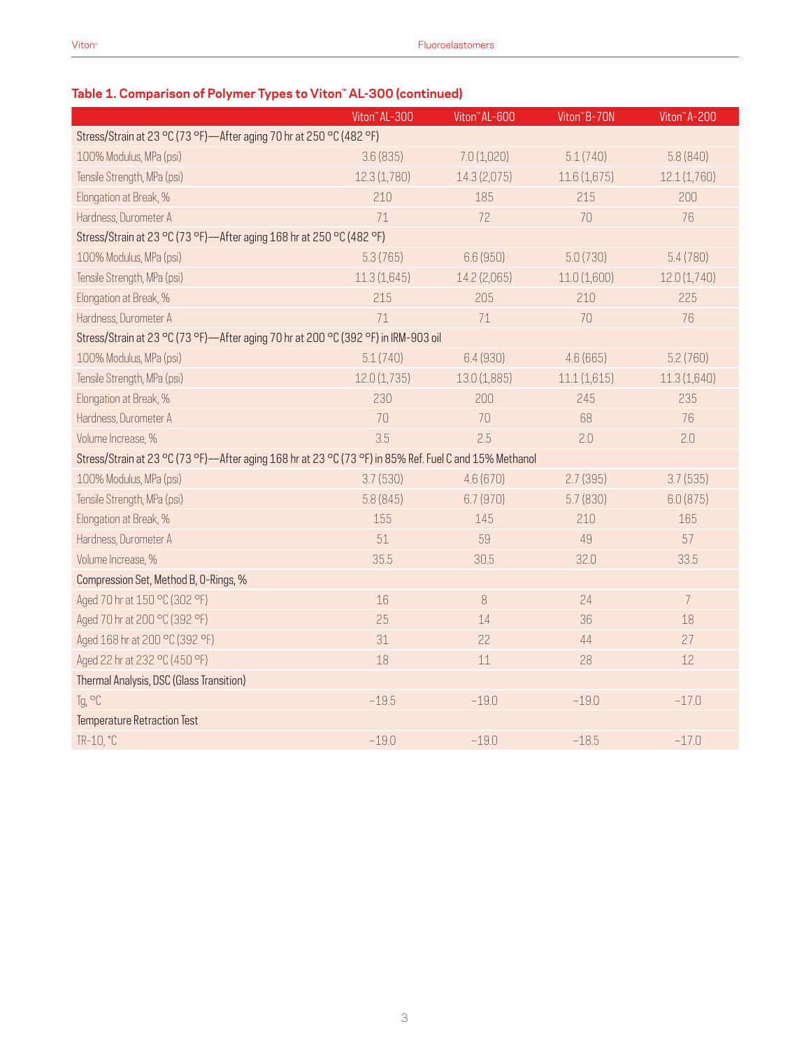### Table 1. Comparison of Polymer Types to Viton™ AL-300 (continued)

| | Viton™ AL-300 | Viton™ AL-600 | Viton™ B-70N | Viton™ A-200 |
|---|---|---|---|---|
| Stress/Strain at 23 °C (73 °F)—After aging 70 hr at 250 °C (482 °F) | | | | |
| 100% Modulus, MPa (psi) | 3.6 (835) | 7.0 (1,020) | 5.1 (740) | 5.8 (840) |
| Tensile Strength, MPa (psi) | 12.3 (1,780) | 14.3 (2,075) | 11.6 (1,675) | 12.1 (1,760) |
| Elongation at Break, % | 210 | 185 | 215 | 200 |
| Hardness, Durometer A | 71 | 72 | 70 | 76 |
| Stress/Strain at 23 °C (73 °F)—After aging 168 hr at 250 °C (482 °F) | | | | |
| 100% Modulus, MPa (psi) | 5.3 (765) | 6.6 (950) | 5.0 (730) | 5.4 (780) |
| Tensile Strength, MPa (psi) | 11.3 (1,645) | 14.2 (2,065) | 11.0 (1,600) | 12.0 (1,740) |
| Elongation at Break, % | 215 | 205 | 210 | 225 |
| Hardness, Durometer A | 71 | 71 | 70 | 76 |
| Stress/Strain at 23 °C (73 °F)—After aging 70 hr at 200 °C (392 °F) in IRM-903 oil | | | | |
| 100% Modulus, MPa (psi) | 5.1 (740) | 6.4 (930) | 4.6 (665) | 5.2 (760) |
| Tensile Strength, MPa (psi) | 12.0 (1,735) | 13.0 (1,885) | 11.1 (1,615) | 11.3 (1,640) |
| Elongation at Break, % | 230 | 200 | 245 | 235 |
| Hardness, Durometer A | 70 | 70 | 68 | 76 |
| Volume Increase, % | 3.5 | 2.5 | 2.0 | 2.0 |
| Stress/Strain at 23 °C (73 °F)—After aging 168 hr at 23 °C (73 °F) in 85% Ref. Fuel C and 15% Methanol | | | | |
| 100% Modulus, MPa (psi) | 3.7 (530) | 4.6 (670) | 2.7 (395) | 3.7 (535) |
| Tensile Strength, MPa (psi) | 5.8 (845) | 6.7 (970) | 5.7 (830) | 6.0 (875) |
| Elongation at Break, % | 155 | 145 | 210 | 165 |
| Hardness, Durometer A | 51 | 59 | 49 | 57 |
| Volume Increase, % | 35.5 | 30.5 | 32.0 | 33.5 |
| Compression Set, Method B, O-Rings, % | | | | |
| Aged 70 hr at 150 °C (302 °F) | 16 | 8 | 24 | 7 |
| Aged 70 hr at 200 °C (392 °F) | 25 | 14 | 36 | 18 |
| Aged 168 hr at 200 °C (392 °F) | 31 | 22 | 44 | 27 |
| Aged 22 hr at 232 °C (450 °F) | 18 | 11 | 28 | 12 |
| Thermal Analysis, DSC (Glass Transition) | | | | |
| Tg, °C | –19.5 | –19.0 | –19.0 | –17.0 |
| Temperature Retraction Test | | | | |
| TR-10, °C | –19.0 | –19.0 | –18.5 | –17.0 |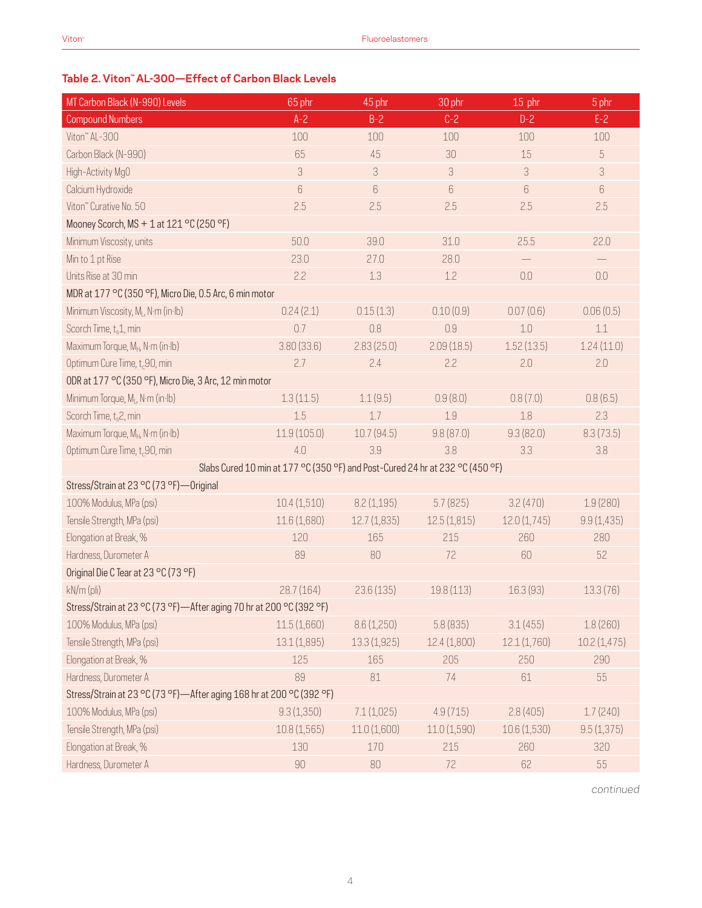## Table 2. Viton™ AL-300—Effect of Carbon Black Levels

| MT Carbon Black (N-990) Levels | 65 phr | 45 phr | 30 phr | 15 phr | 5 phr |
|---|---|---|---|---|---|
| Compound Numbers | A-2 | B-2 | C-2 | D-2 | E-2 |
| Viton™ AL-300 | 100 | 100 | 100 | 100 | 100 |
| Carbon Black (N-990) | 65 | 45 | 30 | 15 | 5 |
| High-Activity MgO | 3 | 3 | 3 | 3 | 3 |
| Calcium Hydroxide | 6 | 6 | 6 | 6 | 6 |
| Viton™ Curative No. 50 | 2.5 | 2.5 | 2.5 | 2.5 | 2.5 |
| Mooney Scorch, MS + 1 at 121 °C (250 °F) | | | | | |
| Minimum Viscosity, units | 50.0 | 39.0 | 31.0 | 25.5 | 22.0 |
| Min to 1 pt Rise | 23.0 | 27.0 | 28.0 | — | — |
| Units Rise at 30 min | 2.2 | 1.3 | 1.2 | 0.0 | 0.0 |
| MDR at 177 °C (350 °F), Micro Die, 0.5 Arc, 6 min motor | | | | | |
| Minimum Viscosity, $M_L$, N·m (in·lb) | 0.24 (2.1) | 0.15 (1.3) | 0.10 (0.9) | 0.07 (0.6) | 0.06 (0.5) |
| Scorch Time, $t_s1$, min | 0.7 | 0.8 | 0.9 | 1.0 | 1.1 |
| Maximum Torque, $M_H$, N·m (in·lb) | 3.80 (33.6) | 2.83 (25.0) | 2.09 (18.5) | 1.52 (13.5) | 1.24 (11.0) |
| Optimum Cure Time, $t_c90$, min | 2.7 | 2.4 | 2.2 | 2.0 | 2.0 |
| ODR at 177 °C (350 °F), Micro Die, 3 Arc, 12 min motor | | | | | |
| Minimum Torque, $M_L$, N·m (in·lb) | 1.3 (11.5) | 1.1 (9.5) | 0.9 (8.0) | 0.8 (7.0) | 0.8 (6.5) |
| Scorch Time, $t_s2$, min | 1.5 | 1.7 | 1.9 | 1.8 | 2.3 |
| Maximum Torque, $M_H$, N·m (in·lb) | 11.9 (105.0) | 10.7 (94.5) | 9.8 (87.0) | 9.3 (82.0) | 8.3 (73.5) |
| Optimum Cure Time, $t_c90$, min | 4.0 | 3.9 | 3.8 | 3.3 | 3.8 |
| Slabs Cured 10 min at 177 °C (350 °F) and Post-Cured 24 hr at 232 °C (450 °F) | | | | | |
| Stress/Strain at 23 °C (73 °F)—Original | | | | | |
| 100% Modulus, MPa (psi) | 10.4 (1,510) | 8.2 (1,195) | 5.7 (825) | 3.2 (470) | 1.9 (280) |
| Tensile Strength, MPa (psi) | 11.6 (1,680) | 12.7 (1,835) | 12.5 (1,815) | 12.0 (1,745) | 9.9 (1,435) |
| Elongation at Break, % | 120 | 165 | 215 | 260 | 280 |
| Hardness, Durometer A | 89 | 80 | 72 | 60 | 52 |
| Original Die C Tear at 23 °C (73 °F) | | | | | |
| kN/m (pli) | 28.7 (164) | 23.6 (135) | 19.8 (113) | 16.3 (93) | 13.3 (76) |
| Stress/Strain at 23 °C (73 °F)—After aging 70 hr at 200 °C (392 °F) | | | | | |
| 100% Modulus, MPa (psi) | 11.5 (1,660) | 8.6 (1,250) | 5.8 (835) | 3.1 (455) | 1.8 (260) |
| Tensile Strength, MPa (psi) | 13.1 (1,895) | 13.3 (1,925) | 12.4 (1,800) | 12.1 (1,760) | 10.2 (1,475) |
| Elongation at Break, % | 125 | 165 | 205 | 250 | 290 |
| Hardness, Durometer A | 89 | 81 | 74 | 61 | 55 |
| Stress/Strain at 23 °C (73 °F)—After aging 168 hr at 200 °C (392 °F) | | | | | |
| 100% Modulus, MPa (psi) | 9.3 (1,350) | 7.1 (1,025) | 4.9 (715) | 2.8 (405) | 1.7 (240) |
| Tensile Strength, MPa (psi) | 10.8 (1,565) | 11.0 (1,600) | 11.0 (1,590) | 10.6 (1,530) | 9.5 (1,375) |
| Elongation at Break, % | 130 | 170 | 215 | 260 | 320 |
| Hardness, Durometer A | 90 | 80 | 72 | 62 | 55 |

*continued*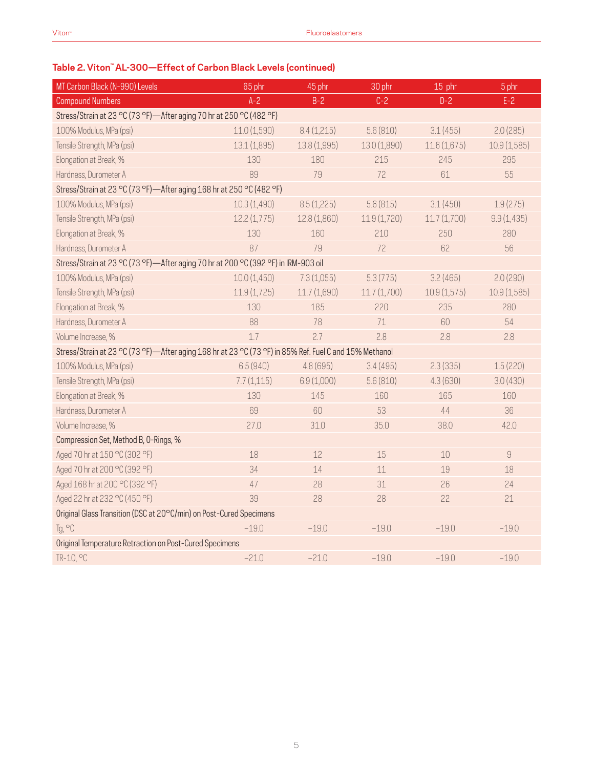## Table 2. Viton™ AL-300—Effect of Carbon Black Levels (continued)

| MT Carbon Black (N-990) Levels | 65 phr | 45 phr | 30 phr | 15 phr | 5 phr |
|---|---|---|---|---|---|
| Compound Numbers | A-2 | B-2 | C-2 | D-2 | E-2 |
| Stress/Strain at 23 °C (73 °F)—After aging 70 hr at 250 °C (482 °F) | | | | | |
| 100% Modulus, MPa (psi) | 11.0 (1,590) | 8.4 (1,215) | 5.6 (810) | 3.1 (455) | 2.0 (285) |
| Tensile Strength, MPa (psi) | 13.1 (1,895) | 13.8 (1,995) | 13.0 (1,890) | 11.6 (1,675) | 10.9 (1,585) |
| Elongation at Break, % | 130 | 180 | 215 | 245 | 295 |
| Hardness, Durometer A | 89 | 79 | 72 | 61 | 55 |
| Stress/Strain at 23 °C (73 °F)—After aging 168 hr at 250 °C (482 °F) | | | | | |
| 100% Modulus, MPa (psi) | 10.3 (1,490) | 8.5 (1,225) | 5.6 (815) | 3.1 (450) | 1.9 (275) |
| Tensile Strength, MPa (psi) | 12.2 (1,775) | 12.8 (1,860) | 11.9 (1,720) | 11.7 (1,700) | 9.9 (1,435) |
| Elongation at Break, % | 130 | 160 | 210 | 250 | 280 |
| Hardness, Durometer A | 87 | 79 | 72 | 62 | 56 |
| Stress/Strain at 23 °C (73 °F)—After aging 70 hr at 200 °C (392 °F) in IRM-903 oil | | | | | |
| 100% Modulus, MPa (psi) | 10.0 (1,450) | 7.3 (1,055) | 5.3 (775) | 3.2 (465) | 2.0 (290) |
| Tensile Strength, MPa (psi) | 11.9 (1,725) | 11.7 (1,690) | 11.7 (1,700) | 10.9 (1,575) | 10.9 (1,585) |
| Elongation at Break, % | 130 | 185 | 220 | 235 | 280 |
| Hardness, Durometer A | 88 | 78 | 71 | 60 | 54 |
| Volume Increase, % | 1.7 | 2.7 | 2.8 | 2.8 | 2.8 |
| Stress/Strain at 23 °C (73 °F)—After aging 168 hr at 23 °C (73 °F) in 85% Ref. Fuel C and 15% Methanol | | | | | |
| 100% Modulus, MPa (psi) | 6.5 (940) | 4.8 (695) | 3.4 (495) | 2.3 (335) | 1.5 (220) |
| Tensile Strength, MPa (psi) | 7.7 (1,115) | 6.9 (1,000) | 5.6 (810) | 4.3 (630) | 3.0 (430) |
| Elongation at Break, % | 130 | 145 | 160 | 165 | 160 |
| Hardness, Durometer A | 69 | 60 | 53 | 44 | 36 |
| Volume Increase, % | 27.0 | 31.0 | 35.0 | 38.0 | 42.0 |
| Compression Set, Method B, O-Rings, % | | | | | |
| Aged 70 hr at 150 °C (302 °F) | 18 | 12 | 15 | 10 | 9 |
| Aged 70 hr at 200 °C (392 °F) | 34 | 14 | 11 | 19 | 18 |
| Aged 168 hr at 200 °C (392 °F) | 47 | 28 | 31 | 26 | 24 |
| Aged 22 hr at 232 °C (450 °F) | 39 | 28 | 28 | 22 | 21 |
| Original Glass Transition (DSC at 20°C/min) on Post-Cured Specimens | | | | | |
| Tg, °C | −19.0 | −19.0 | −19.0 | −19.0 | −19.0 |
| Original Temperature Retraction on Post-Cured Specimens | | | | | |
| TR-10, °C | −21.0 | −21.0 | −19.0 | −19.0 | −19.0 |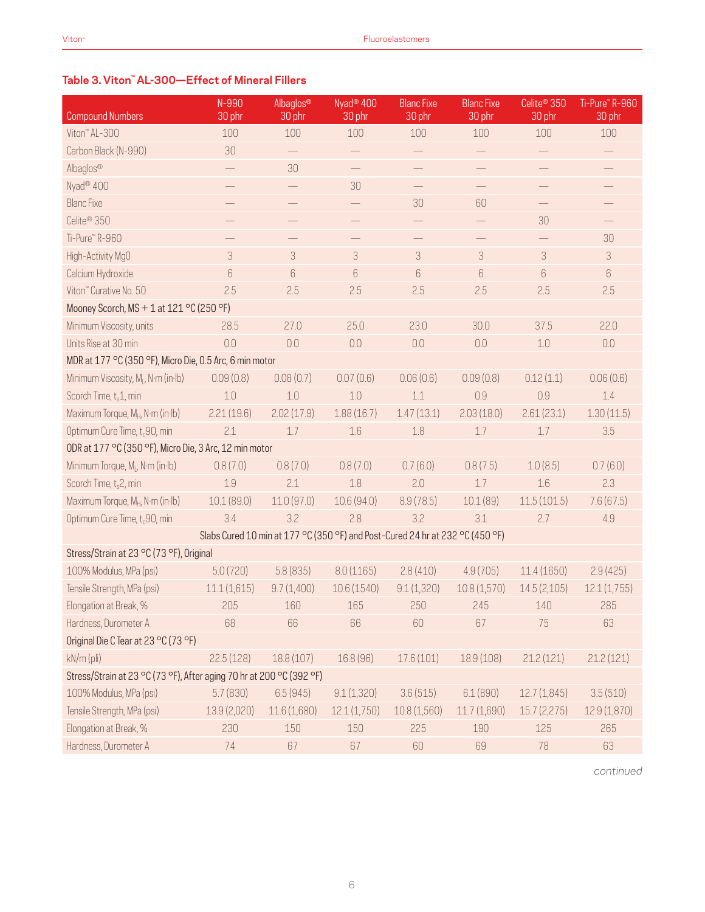### Table 3. Viton™ AL-300—Effect of Mineral Fillers

| Compound Numbers | N-990 30 phr | Albaglos® 30 phr | Nyad® 400 30 phr | Blanc Fixe 30 phr | Blanc Fixe 30 phr | Celite® 350 30 phr | Ti-Pure™ R-960 30 phr |
|---|---|---|---|---|---|---|---|
| Viton™ AL-300 | 100 | 100 | 100 | 100 | 100 | 100 | 100 |
| Carbon Black (N-990) | 30 | — | — | — | — | — | — |
| Albaglos® | — | 30 | — | — | — | — | — |
| Nyad® 400 | — | — | 30 | — | — | — | — |
| Blanc Fixe | — | — | — | 30 | 60 | — | — |
| Celite® 350 | — | — | — | — | — | 30 | — |
| Ti-Pure™ R-960 | — | — | — | — | — | — | 30 |
| High-Activity MgO | 3 | 3 | 3 | 3 | 3 | 3 | 3 |
| Calcium Hydroxide | 6 | 6 | 6 | 6 | 6 | 6 | 6 |
| Viton™ Curative No. 50 | 2.5 | 2.5 | 2.5 | 2.5 | 2.5 | 2.5 | 2.5 |
| Mooney Scorch, MS + 1 at 121 °C (250 °F) | | | | | | | |
| Minimum Viscosity, units | 28.5 | 27.0 | 25.0 | 23.0 | 30.0 | 37.5 | 22.0 |
| Units Rise at 30 min | 0.0 | 0.0 | 0.0 | 0.0 | 0.0 | 1.0 | 0.0 |
| MDR at 177 °C (350 °F), Micro Die, 0.5 Arc, 6 min motor | | | | | | | |
| Minimum Viscosity, $M_L$, N·m (in·lb) | 0.09 (0.8) | 0.08 (0.7) | 0.07 (0.6) | 0.06 (0.6) | 0.09 (0.8) | 0.12 (1.1) | 0.06 (0.6) |
| Scorch Time, $t_s1$, min | 1.0 | 1.0 | 1.0 | 1.1 | 0.9 | 0.9 | 1.4 |
| Maximum Torque, $M_H$, N·m (in·lb) | 2.21 (19.6) | 2.02 (17.9) | 1.88 (16.7) | 1.47 (13.1) | 2.03 (18.0) | 2.61 (23.1) | 1.30 (11.5) |
| Optimum Cure Time, $t_c90$, min | 2.1 | 1.7 | 1.6 | 1.8 | 1.7 | 1.7 | 3.5 |
| ODR at 177 °C (350 °F), Micro Die, 3 Arc, 12 min motor | | | | | | | |
| Minimum Torque, $M_L$, N·m (in·lb) | 0.8 (7.0) | 0.8 (7.0) | 0.8 (7.0) | 0.7 (6.0) | 0.8 (7.5) | 1.0 (8.5) | 0.7 (6.0) |
| Scorch Time, $t_s2$, min | 1.9 | 2.1 | 1.8 | 2.0 | 1.7 | 1.6 | 2.3 |
| Maximum Torque, $M_H$, N·m (in·lb) | 10.1 (89.0) | 11.0 (97.0) | 10.6 (94.0) | 8.9 (78.5) | 10.1 (89) | 11.5 (101.5) | 7.6 (67.5) |
| Optimum Cure Time, $t_c90$, min | 3.4 | 3.2 | 2.8 | 3.2 | 3.1 | 2.7 | 4.9 |
| Slabs Cured 10 min at 177 °C (350 °F) and Post-Cured 24 hr at 232 °C (450 °F) | | | | | | | |
| Stress/Strain at 23 °C (73 °F), Original | | | | | | | |
| 100% Modulus, MPa (psi) | 5.0 (720) | 5.8 (835) | 8.0 (1165) | 2.8 (410) | 4.9 (705) | 11.4 (1650) | 2.9 (425) |
| Tensile Strength, MPa (psi) | 11.1 (1,615) | 9.7 (1,400) | 10.6 (1540) | 9.1 (1,320) | 10.8 (1,570) | 14.5 (2,105) | 12.1 (1,755) |
| Elongation at Break, % | 205 | 160 | 165 | 250 | 245 | 140 | 285 |
| Hardness, Durometer A | 68 | 66 | 66 | 60 | 67 | 75 | 63 |
| Original Die C Tear at 23 °C (73 °F) | | | | | | | |
| kN/m (pli) | 22.5 (128) | 18.8 (107) | 16.8 (96) | 17.6 (101) | 18.9 (108) | 21.2 (121) | 21.2 (121) |
| Stress/Strain at 23 °C (73 °F), After aging 70 hr at 200 °C (392 °F) | | | | | | | |
| 100% Modulus, MPa (psi) | 5.7 (830) | 6.5 (945) | 9.1 (1,320) | 3.6 (515) | 6.1 (890) | 12.7 (1,845) | 3.5 (510) |
| Tensile Strength, MPa (psi) | 13.9 (2,020) | 11.6 (1,680) | 12.1 (1,750) | 10.8 (1,560) | 11.7 (1,690) | 15.7 (2,275) | 12.9 (1,870) |
| Elongation at Break, % | 230 | 150 | 150 | 225 | 190 | 125 | 265 |
| Hardness, Durometer A | 74 | 67 | 67 | 60 | 69 | 78 | 63 |

*continued*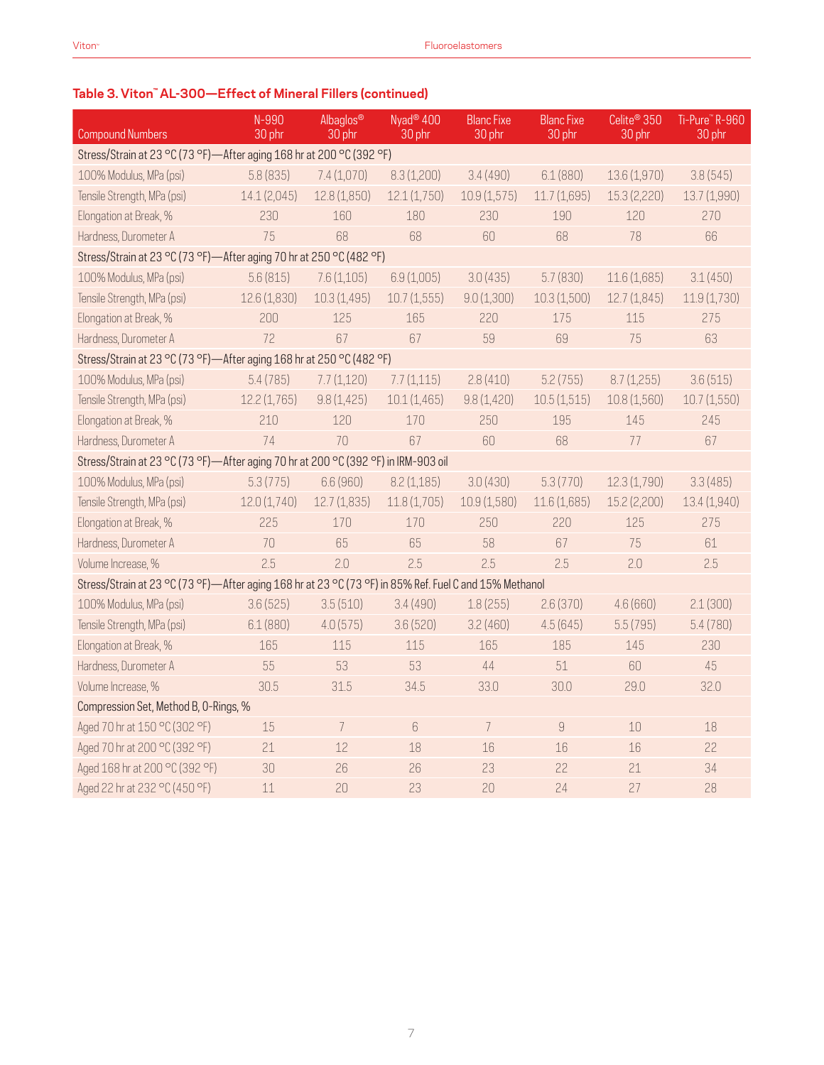### Table 3. Viton™ AL-300—Effect of Mineral Fillers (continued)

| Compound Numbers | N-990 30 phr | Albaglos® 30 phr | Nyad® 400 30 phr | Blanc Fixe 30 phr | Blanc Fixe 30 phr | Celite® 350 30 phr | Ti-Pure™ R-960 30 phr |
|---|---|---|---|---|---|---|---|
| **Stress/Strain at 23 °C (73 °F)—After aging 168 hr at 200 °C (392 °F)** | | | | | | | |
| 100% Modulus, MPa (psi) | 5.8 (835) | 7.4 (1,070) | 8.3 (1,200) | 3.4 (490) | 6.1 (880) | 13.6 (1,970) | 3.8 (545) |
| Tensile Strength, MPa (psi) | 14.1 (2,045) | 12.8 (1,850) | 12.1 (1,750) | 10.9 (1,575) | 11.7 (1,695) | 15.3 (2,220) | 13.7 (1,990) |
| Elongation at Break, % | 230 | 160 | 180 | 230 | 190 | 120 | 270 |
| Hardness, Durometer A | 75 | 68 | 68 | 60 | 68 | 78 | 66 |
| **Stress/Strain at 23 °C (73 °F)—After aging 70 hr at 250 °C (482 °F)** | | | | | | | |
| 100% Modulus, MPa (psi) | 5.6 (815) | 7.6 (1,105) | 6.9 (1,005) | 3.0 (435) | 5.7 (830) | 11.6 (1,685) | 3.1 (450) |
| Tensile Strength, MPa (psi) | 12.6 (1,830) | 10.3 (1,495) | 10.7 (1,555) | 9.0 (1,300) | 10.3 (1,500) | 12.7 (1,845) | 11.9 (1,730) |
| Elongation at Break, % | 200 | 125 | 165 | 220 | 175 | 115 | 275 |
| Hardness, Durometer A | 72 | 67 | 67 | 59 | 69 | 75 | 63 |
| **Stress/Strain at 23 °C (73 °F)—After aging 168 hr at 250 °C (482 °F)** | | | | | | | |
| 100% Modulus, MPa (psi) | 5.4 (785) | 7.7 (1,120) | 7.7 (1,115) | 2.8 (410) | 5.2 (755) | 8.7 (1,255) | 3.6 (515) |
| Tensile Strength, MPa (psi) | 12.2 (1,765) | 9.8 (1,425) | 10.1 (1,465) | 9.8 (1,420) | 10.5 (1,515) | 10.8 (1,560) | 10.7 (1,550) |
| Elongation at Break, % | 210 | 120 | 170 | 250 | 195 | 145 | 245 |
| Hardness, Durometer A | 74 | 70 | 67 | 60 | 68 | 77 | 67 |
| **Stress/Strain at 23 °C (73 °F)—After aging 70 hr at 200 °C (392 °F) in IRM-903 oil** | | | | | | | |
| 100% Modulus, MPa (psi) | 5.3 (775) | 6.6 (960) | 8.2 (1,185) | 3.0 (430) | 5.3 (770) | 12.3 (1,790) | 3.3 (485) |
| Tensile Strength, MPa (psi) | 12.0 (1,740) | 12.7 (1,835) | 11.8 (1,705) | 10.9 (1,580) | 11.6 (1,685) | 15.2 (2,200) | 13.4 (1,940) |
| Elongation at Break, % | 225 | 170 | 170 | 250 | 220 | 125 | 275 |
| Hardness, Durometer A | 70 | 65 | 65 | 58 | 67 | 75 | 61 |
| Volume Increase, % | 2.5 | 2.0 | 2.5 | 2.5 | 2.5 | 2.0 | 2.5 |
| **Stress/Strain at 23 °C (73 °F)—After aging 168 hr at 23 °C (73 °F) in 85% Ref. Fuel C and 15% Methanol** | | | | | | | |
| 100% Modulus, MPa (psi) | 3.6 (525) | 3.5 (510) | 3.4 (490) | 1.8 (255) | 2.6 (370) | 4.6 (660) | 2.1 (300) |
| Tensile Strength, MPa (psi) | 6.1 (880) | 4.0 (575) | 3.6 (520) | 3.2 (460) | 4.5 (645) | 5.5 (795) | 5.4 (780) |
| Elongation at Break, % | 165 | 115 | 115 | 165 | 185 | 145 | 230 |
| Hardness, Durometer A | 55 | 53 | 53 | 44 | 51 | 60 | 45 |
| Volume Increase, % | 30.5 | 31.5 | 34.5 | 33.0 | 30.0 | 29.0 | 32.0 |
| **Compression Set, Method B, O-Rings, %** | | | | | | | |
| Aged 70 hr at 150 °C (302 °F) | 15 | 7 | 6 | 7 | 9 | 10 | 18 |
| Aged 70 hr at 200 °C (392 °F) | 21 | 12 | 18 | 16 | 16 | 16 | 22 |
| Aged 168 hr at 200 °C (392 °F) | 30 | 26 | 26 | 23 | 22 | 21 | 34 |
| Aged 22 hr at 232 °C (450 °F) | 11 | 20 | 23 | 20 | 24 | 27 | 28 |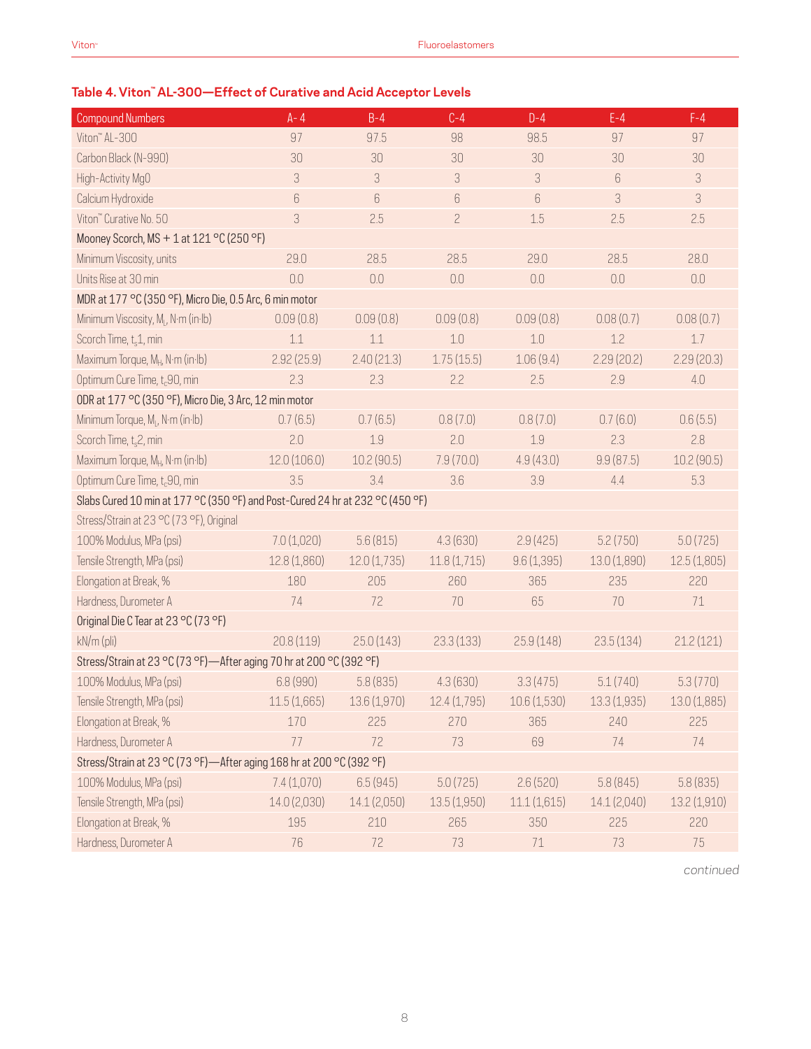### Table 4. Viton™ AL-300—Effect of Curative and Acid Acceptor Levels

| Compound Numbers | A-4 | B-4 | C-4 | D-4 | E-4 | F-4 |
|---|---|---|---|---|---|---|
| Viton™ AL-300 | 97 | 97.5 | 98 | 98.5 | 97 | 97 |
| Carbon Black (N-990) | 30 | 30 | 30 | 30 | 30 | 30 |
| High-Activity MgO | 3 | 3 | 3 | 3 | 6 | 3 |
| Calcium Hydroxide | 6 | 6 | 6 | 6 | 3 | 3 |
| Viton™ Curative No. 50 | 3 | 2.5 | 2 | 1.5 | 2.5 | 2.5 |
| Mooney Scorch, MS + 1 at 121 °C (250 °F) | | | | | | |
| Minimum Viscosity, units | 29.0 | 28.5 | 28.5 | 29.0 | 28.5 | 28.0 |
| Units Rise at 30 min | 0.0 | 0.0 | 0.0 | 0.0 | 0.0 | 0.0 |
| MDR at 177 °C (350 °F), Micro Die, 0.5 Arc, 6 min motor | | | | | | |
| Minimum Viscosity, $M_L$, N·m (in·lb) | 0.09 (0.8) | 0.09 (0.8) | 0.09 (0.8) | 0.09 (0.8) | 0.08 (0.7) | 0.08 (0.7) |
| Scorch Time, $t_s1$, min | 1.1 | 1.1 | 1.0 | 1.0 | 1.2 | 1.7 |
| Maximum Torque, $M_H$, N·m (in·lb) | 2.92 (25.9) | 2.40 (21.3) | 1.75 (15.5) | 1.06 (9.4) | 2.29 (20.2) | 2.29 (20.3) |
| Optimum Cure Time, $t_c90$, min | 2.3 | 2.3 | 2.2 | 2.5 | 2.9 | 4.0 |
| ODR at 177 °C (350 °F), Micro Die, 3 Arc, 12 min motor | | | | | | |
| Minimum Torque, $M_L$, N·m (in·lb) | 0.7 (6.5) | 0.7 (6.5) | 0.8 (7.0) | 0.8 (7.0) | 0.7 (6.0) | 0.6 (5.5) |
| Scorch Time, $t_s2$, min | 2.0 | 1.9 | 2.0 | 1.9 | 2.3 | 2.8 |
| Maximum Torque, $M_H$, N·m (in·lb) | 12.0 (106.0) | 10.2 (90.5) | 7.9 (70.0) | 4.9 (43.0) | 9.9 (87.5) | 10.2 (90.5) |
| Optimum Cure Time, $t_c90$, min | 3.5 | 3.4 | 3.6 | 3.9 | 4.4 | 5.3 |
| Slabs Cured 10 min at 177 °C (350 °F) and Post-Cured 24 hr at 232 °C (450 °F) | | | | | | |
| Stress/Strain at 23 °C (73 °F), Original | | | | | | |
| 100% Modulus, MPa (psi) | 7.0 (1,020) | 5.6 (815) | 4.3 (630) | 2.9 (425) | 5.2 (750) | 5.0 (725) |
| Tensile Strength, MPa (psi) | 12.8 (1,860) | 12.0 (1,735) | 11.8 (1,715) | 9.6 (1,395) | 13.0 (1,890) | 12.5 (1,805) |
| Elongation at Break, % | 180 | 205 | 260 | 365 | 235 | 220 |
| Hardness, Durometer A | 74 | 72 | 70 | 65 | 70 | 71 |
| Original Die C Tear at 23 °C (73 °F) | | | | | | |
| kN/m (pli) | 20.8 (119) | 25.0 (143) | 23.3 (133) | 25.9 (148) | 23.5 (134) | 21.2 (121) |
| Stress/Strain at 23 °C (73 °F)—After aging 70 hr at 200 °C (392 °F) | | | | | | |
| 100% Modulus, MPa (psi) | 6.8 (990) | 5.8 (835) | 4.3 (630) | 3.3 (475) | 5.1 (740) | 5.3 (770) |
| Tensile Strength, MPa (psi) | 11.5 (1,665) | 13.6 (1,970) | 12.4 (1,795) | 10.6 (1,530) | 13.3 (1,935) | 13.0 (1,885) |
| Elongation at Break, % | 170 | 225 | 270 | 365 | 240 | 225 |
| Hardness, Durometer A | 77 | 72 | 73 | 69 | 74 | 74 |
| Stress/Strain at 23 °C (73 °F)—After aging 168 hr at 200 °C (392 °F) | | | | | | |
| 100% Modulus, MPa (psi) | 7.4 (1,070) | 6.5 (945) | 5.0 (725) | 2.6 (520) | 5.8 (845) | 5.8 (835) |
| Tensile Strength, MPa (psi) | 14.0 (2,030) | 14.1 (2,050) | 13.5 (1,950) | 11.1 (1,615) | 14.1 (2,040) | 13.2 (1,910) |
| Elongation at Break, % | 195 | 210 | 265 | 350 | 225 | 220 |
| Hardness, Durometer A | 76 | 72 | 73 | 71 | 73 | 75 |

*continued*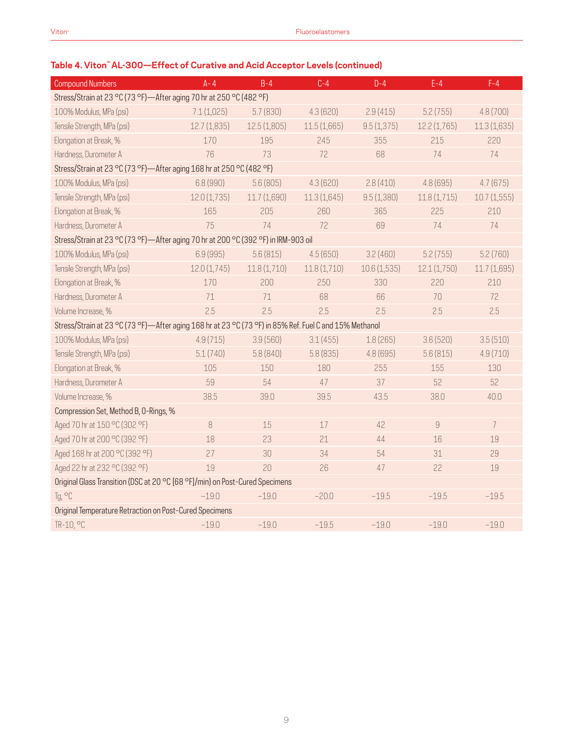## Table 4. Viton™ AL-300—Effect of Curative and Acid Acceptor Levels (continued)

| Compound Numbers | A-4 | B-4 | C-4 | D-4 | E-4 | F-4 |
|---|---|---|---|---|---|---|
| Stress/Strain at 23 °C (73 °F)—After aging 70 hr at 250 °C (482 °F) | | | | | | |
| 100% Modulus, MPa (psi) | 7.1 (1,025) | 5.7 (830) | 4.3 (620) | 2.9 (415) | 5.2 (755) | 4.8 (700) |
| Tensile Strength, MPa (psi) | 12.7 (1,835) | 12.5 (1,805) | 11.5 (1,665) | 9.5 (1,375) | 12.2 (1,765) | 11.3 (1,635) |
| Elongation at Break, % | 170 | 195 | 245 | 355 | 215 | 220 |
| Hardness, Durometer A | 76 | 73 | 72 | 68 | 74 | 74 |
| Stress/Strain at 23 °C (73 °F)—After aging 168 hr at 250 °C (482 °F) | | | | | | |
| 100% Modulus, MPa (psi) | 6.8 (990) | 5.6 (805) | 4.3 (620) | 2.8 (410) | 4.8 (695) | 4.7 (675) |
| Tensile Strength, MPa (psi) | 12.0 (1,735) | 11.7 (1,690) | 11.3 (1,645) | 9.5 (1,380) | 11.8 (1,715) | 10.7 (1,555) |
| Elongation at Break, % | 165 | 205 | 260 | 365 | 225 | 210 |
| Hardness, Durometer A | 75 | 74 | 72 | 69 | 74 | 74 |
| Stress/Strain at 23 °C (73 °F)—After aging 70 hr at 200 °C (392 °F) in IRM-903 oil | | | | | | |
| 100% Modulus, MPa (psi) | 6.9 (995) | 5.6 (815) | 4.5 (650) | 3.2 (460) | 5.2 (755) | 5.2 (760) |
| Tensile Strength, MPa (psi) | 12.0 (1,745) | 11.8 (1,710) | 11.8 (1,710) | 10.6 (1,535) | 12.1 (1,750) | 11.7 (1,695) |
| Elongation at Break, % | 170 | 200 | 250 | 330 | 220 | 210 |
| Hardness, Durometer A | 71 | 71 | 68 | 66 | 70 | 72 |
| Volume Increase, % | 2.5 | 2.5 | 2.5 | 2.5 | 2.5 | 2.5 |
| Stress/Strain at 23 °C (73 °F)—After aging 168 hr at 23 °C (73 °F) in 85% Ref. Fuel C and 15% Methanol | | | | | | |
| 100% Modulus, MPa (psi) | 4.9 (715) | 3.9 (560) | 3.1 (455) | 1.8 (265) | 3.6 (520) | 3.5 (510) |
| Tensile Strength, MPa (psi) | 5.1 (740) | 5.8 (840) | 5.8 (835) | 4.8 (695) | 5.6 (815) | 4.9 (710) |
| Elongation at Break, % | 105 | 150 | 180 | 255 | 155 | 130 |
| Hardness, Durometer A | 59 | 54 | 47 | 37 | 52 | 52 |
| Volume Increase, % | 38.5 | 39.0 | 39.5 | 43.5 | 38.0 | 40.0 |
| Compression Set, Method B, O-Rings, % | | | | | | |
| Aged 70 hr at 150 °C (302 °F) | 8 | 15 | 17 | 42 | 9 | 7 |
| Aged 70 hr at 200 °C (392 °F) | 18 | 23 | 21 | 44 | 16 | 19 |
| Aged 168 hr at 200 °C (392 °F) | 27 | 30 | 34 | 54 | 31 | 29 |
| Aged 22 hr at 232 °C (392 °F) | 19 | 20 | 26 | 47 | 22 | 19 |
| Original Glass Transition (DSC at 20 °C [68 °F]/min) on Post-Cured Specimens | | | | | | |
| Tg, °C | −19.0 | −19.0 | −20.0 | −19.5 | −19.5 | −19.5 |
| Original Temperature Retraction on Post-Cured Specimens | | | | | | |
| TR-10, °C | −19.0 | −19.0 | −19.5 | −19.0 | −19.0 | −19.0 |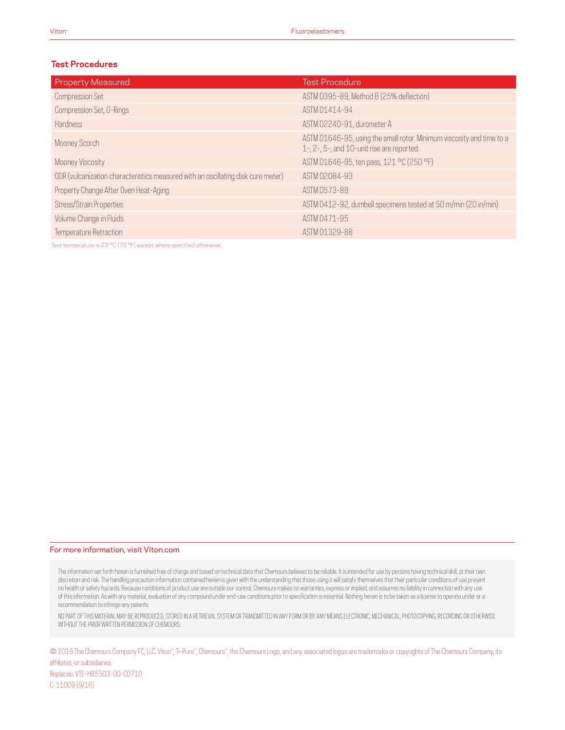## Test Procedures

| Property Measured | Test Procedure |
| --- | --- |
| Compression Set | ASTM D395-89, Method B (25% deflection) |
| Compression Set, O-Rings | ASTM D1414-94 |
| Hardness | ASTM D2240-91, durometer A |
| Mooney Scorch | ASTM D1646-95, using the small rotor. Minimum viscosity and time to a 1-, 2-, 5-, and 10-unit rise are reported. |
| Mooney Viscosity | ASTM D1646-95, ten pass, 121 °C (250 °F) |
| ODR (vulcanization characteristics measured with an oscillating disk cure meter) | ASTM D2084-93 |
| Property Change After Oven Heat-Aging | ASTM D573-88 |
| Stress/Strain Properties | ASTM D412-92, dumbell specimens tested at 50 m/min (20 in/min) |
| Volume Change in Fluids | ASTM D471-95 |
| Temperature Retraction | ASTM D1329-88 |

Test temperature is 23 °C (73 °F) except where specified otherwise.

For more information, visit Viton.com

The information set forth herein is furnished free of charge and based on technical data that Chemours believes to be reliable. It is intended for use by persons having technical skill, at their own discretion and risk. The handling precaution information contained herein is given with the understanding that those using it will satisfy themselves that their particular conditions of use present no health or safety hazards. Because conditions of product use are outside our control, Chemours makes no warranties, express or implied, and assumes no liability in connection with any use of this information. As with any material, evaluation of any compound under end-use conditions prior to specification is essential. Nothing herein is to be taken as a license to operate under or a recommendation to infringe any patents.

NO PART OF THIS MATERIAL MAY BE REPRODUCED, STORED IN A RETRIEVAL SYSTEM OR TRANSMITTED IN ANY FORM OR BY ANY MEANS ELECTRONIC, MECHANICAL, PHOTOCOPYING, RECORDING OR OTHERWISE WITHOUT THE PRIOR WRITTEN PERMISSION OF CHEMOURS.

© 2016 The Chemours Company FC, LLC. Viton™, Ti-Pure™, Chemours™, the Chemours Logo, and any associated logos are trademarks or copyrights of The Chemours Company, its affiliates, or subsidiaries.

Replaces: VTE-H85503-00-C0710

C-11009 (9/16)